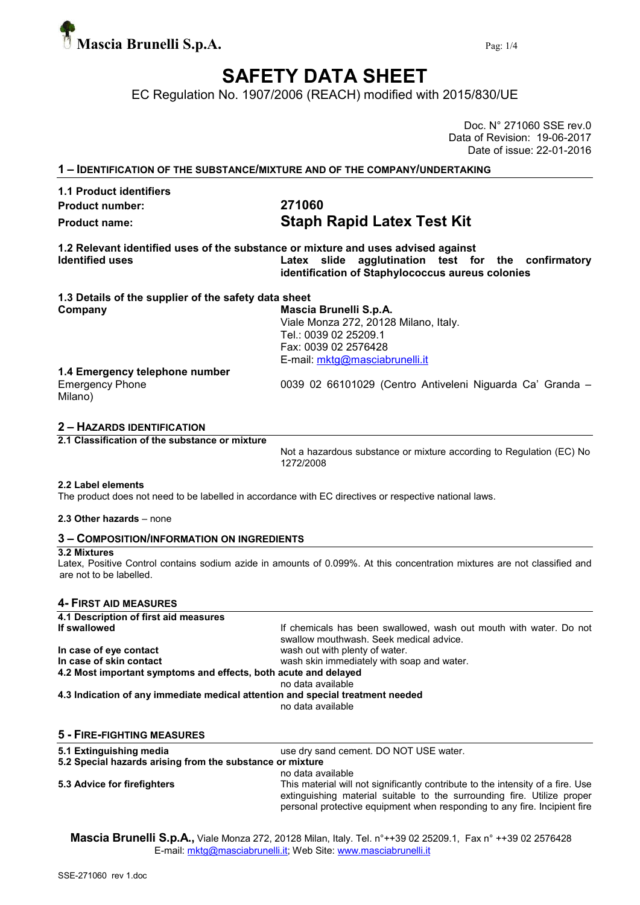Mascia Brunelli S.p.A.

# SAFETY DATA SHEET

EC Regulation No. 1907/2006 (REACH) modified with 2015/830/UE

Doc. N° 271060 SSE rev.0
Data of Revision: 19-06-2017
Date of issue: 22-01-2016

## 1 – IDENTIFICATION OF THE SUBSTANCE/MIXTURE AND OF THE COMPANY/UNDERTAKING

**1.1 Product identifiers**

| | |
|---|---|
| **Product number:** | **271060** |
| **Product name:** | **Staph Rapid Latex Test Kit** |

**1.2 Relevant identified uses of the substance or mixture and uses advised against**

| | |
|---|---|
| **Identified uses** | **Latex slide agglutination test for the confirmatory identification of Staphylococcus aureus colonies** |

**1.3 Details of the supplier of the safety data sheet**

| | |
|---|---|
| **Company** | **Mascia Brunelli S.p.A.**<br>Viale Monza 272, 20128 Milano, Italy.<br>Tel.: 0039 02 25209.1<br>Fax: 0039 02 2576428<br>E-mail: mktg@masciabrunelli.it |

**1.4 Emergency telephone number**

| | |
|---|---|
| Emergency Phone | 0039 02 66101029 (Centro Antiveleni Niguarda Ca' Granda – Milano) |

## 2 – HAZARDS IDENTIFICATION

**2.1 Classification of the substance or mixture**

Not a hazardous substance or mixture according to Regulation (EC) No 1272/2008

**2.2 Label elements**

The product does not need to be labelled in accordance with EC directives or respective national laws.

**2.3 Other hazards** – none

## 3 – COMPOSITION/INFORMATION ON INGREDIENTS

**3.2 Mixtures**

Latex, Positive Control contains sodium azide in amounts of 0.099%. At this concentration mixtures are not classified and are not to be labelled.

## 4- FIRST AID MEASURES

**4.1 Description of first aid measures**

| | |
|---|---|
| **If swallowed** | If chemicals has been swallowed, wash out mouth with water. Do not swallow mouthwash. Seek medical advice. |
| **In case of eye contact** | wash out with plenty of water. |
| **In case of skin contact** | wash skin immediately with soap and water. |

**4.2 Most important symptoms and effects, both acute and delayed**

no data available

**4.3 Indication of any immediate medical attention and special treatment needed**

no data available

## 5 - FIRE-FIGHTING MEASURES

| | |
|---|---|
| **5.1 Extinguishing media** | use dry sand cement. DO NOT USE water. |

**5.2 Special hazards arising from the substance or mixture**

no data available

| | |
|---|---|
| **5.3 Advice for firefighters** | This material will not significantly contribute to the intensity of a fire. Use extinguishing material suitable to the surrounding fire. Utilize proper personal protective equipment when responding to any fire. Incipient fire |

**Mascia Brunelli S.p.A.,** Viale Monza 272, 20128 Milan, Italy. Tel. n°++39 02 25209.1, Fax n° ++39 02 2576428
E-mail: mktg@masciabrunelli.it; Web Site: www.masciabrunelli.it

SSE-271060 rev 1.doc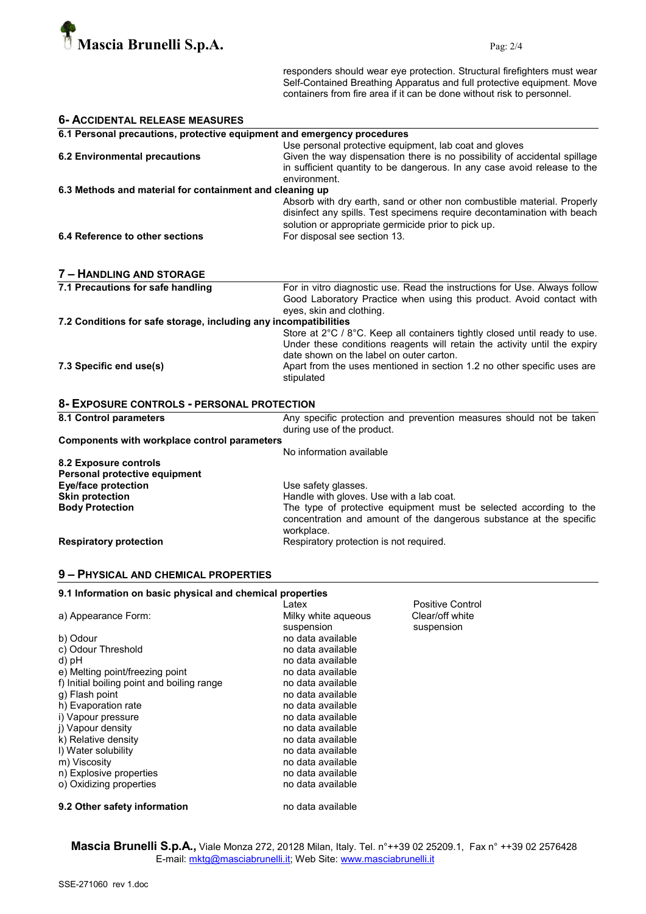responders should wear eye protection. Structural firefighters must wear Self-Contained Breathing Apparatus and full protective equipment. Move containers from fire area if it can be done without risk to personnel.

## 6- ACCIDENTAL RELEASE MEASURES

**6.1 Personal precautions, protective equipment and emergency procedures**

Use personal protective equipment, lab coat and gloves

**6.2 Environmental precautions**

Given the way dispensation there is no possibility of accidental spillage in sufficient quantity to be dangerous. In any case avoid release to the environment.

**6.3 Methods and material for containment and cleaning up**

Absorb with dry earth, sand or other non combustible material. Properly disinfect any spills. Test specimens require decontamination with beach solution or appropriate germicide prior to pick up.

**6.4 Reference to other sections**

For disposal see section 13.

## 7 – HANDLING AND STORAGE

**7.1 Precautions for safe handling**

For in vitro diagnostic use. Read the instructions for Use. Always follow Good Laboratory Practice when using this product. Avoid contact with eyes, skin and clothing.

**7.2 Conditions for safe storage, including any incompatibilities**

Store at 2°C / 8°C. Keep all containers tightly closed until ready to use. Under these conditions reagents will retain the activity until the expiry date shown on the label on outer carton.

**7.3 Specific end use(s)**

Apart from the uses mentioned in section 1.2 no other specific uses are stipulated

## 8- EXPOSURE CONTROLS - PERSONAL PROTECTION

**8.1 Control parameters**

Any specific protection and prevention measures should not be taken during use of the product.

**Components with workplace control parameters**

No information available

**8.2 Exposure controls**

**Personal protective equipment**

**Eye/face protection**: Use safety glasses.

**Skin protection**: Handle with gloves. Use with a lab coat.

**Body Protection**: The type of protective equipment must be selected according to the concentration and amount of the dangerous substance at the specific workplace.

**Respiratory protection**: Respiratory protection is not required.

## 9 – PHYSICAL AND CHEMICAL PROPERTIES

**9.1 Information on basic physical and chemical properties**

| | Latex | Positive Control |
|---|---|---|
| a) Appearance Form: | Milky white aqueous suspension | Clear/off white suspension |
| b) Odour | no data available | |
| c) Odour Threshold | no data available | |
| d) pH | no data available | |
| e) Melting point/freezing point | no data available | |
| f) Initial boiling point and boiling range | no data available | |
| g) Flash point | no data available | |
| h) Evaporation rate | no data available | |
| i) Vapour pressure | no data available | |
| j) Vapour density | no data available | |
| k) Relative density | no data available | |
| l) Water solubility | no data available | |
| m) Viscosity | no data available | |
| n) Explosive properties | no data available | |
| o) Oxidizing properties | no data available | |

**9.2 Other safety information**

no data available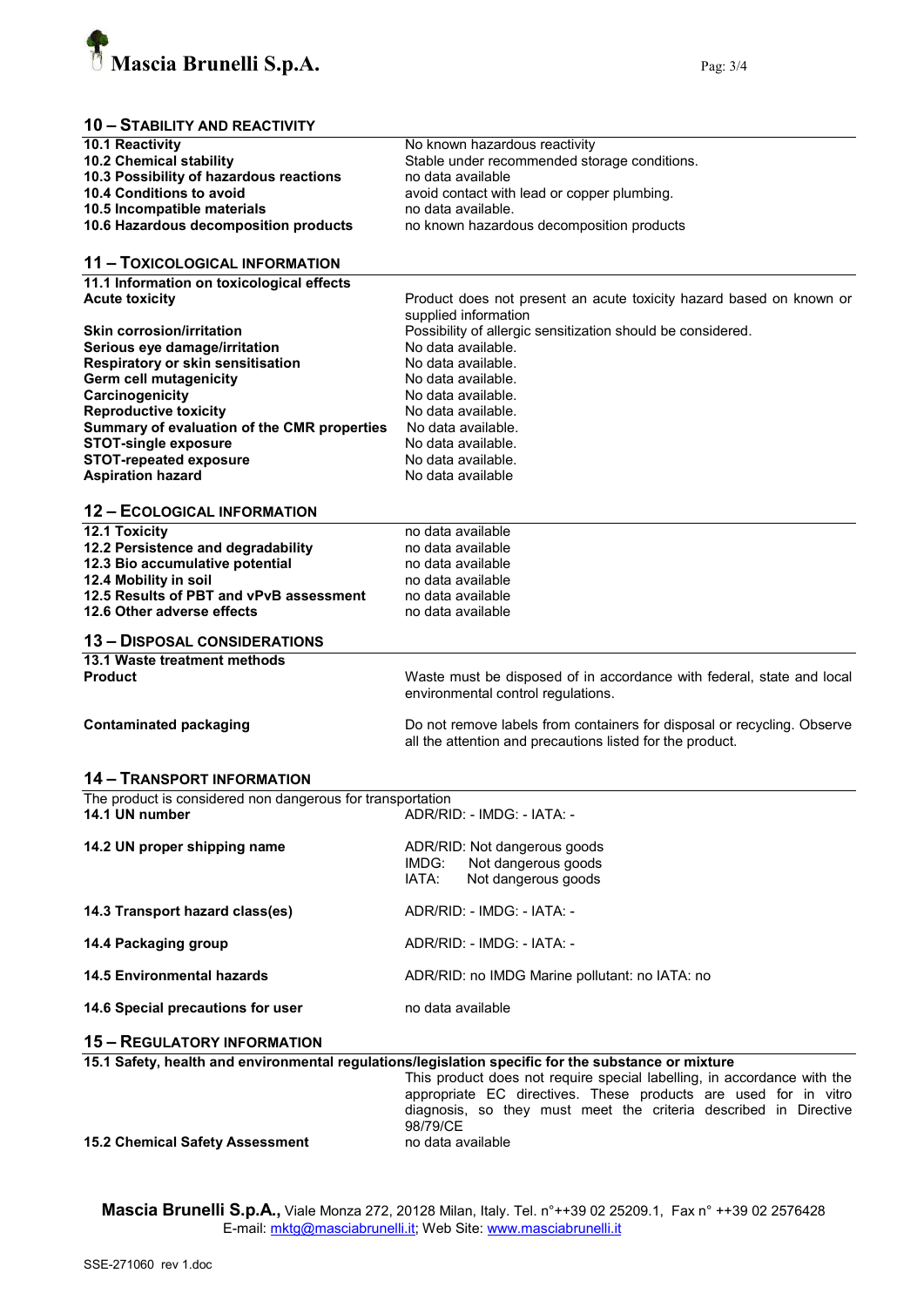## 10 – STABILITY AND REACTIVITY

| | |
|---|---|
| **10.1 Reactivity** | No known hazardous reactivity |
| **10.2 Chemical stability** | Stable under recommended storage conditions. |
| **10.3 Possibility of hazardous reactions** | no data available |
| **10.4 Conditions to avoid** | avoid contact with lead or copper plumbing. |
| **10.5 Incompatible materials** | no data available. |
| **10.6 Hazardous decomposition products** | no known hazardous decomposition products |

## 11 – TOXICOLOGICAL INFORMATION

| | |
|---|---|
| **11.1 Information on toxicological effects** | |
| **Acute toxicity** | Product does not present an acute toxicity hazard based on known or supplied information |
| **Skin corrosion/irritation** | Possibility of allergic sensitization should be considered. |
| **Serious eye damage/irritation** | No data available. |
| **Respiratory or skin sensitisation** | No data available. |
| **Germ cell mutagenicity** | No data available. |
| **Carcinogenicity** | No data available. |
| **Reproductive toxicity** | No data available. |
| **Summary of evaluation of the CMR properties** | No data available. |
| **STOT-single exposure** | No data available. |
| **STOT-repeated exposure** | No data available. |
| **Aspiration hazard** | No data available |

## 12 – ECOLOGICAL INFORMATION

| | |
|---|---|
| **12.1 Toxicity** | no data available |
| **12.2 Persistence and degradability** | no data available |
| **12.3 Bio accumulative potential** | no data available |
| **12.4 Mobility in soil** | no data available |
| **12.5 Results of PBT and vPvB assessment** | no data available |
| **12.6 Other adverse effects** | no data available |

## 13 – DISPOSAL CONSIDERATIONS

| | |
|---|---|
| **13.1 Waste treatment methods** | |
| **Product** | Waste must be disposed of in accordance with federal, state and local environmental control regulations. |
| **Contaminated packaging** | Do not remove labels from containers for disposal or recycling. Observe all the attention and precautions listed for the product. |

## 14 – TRANSPORT INFORMATION

The product is considered non dangerous for transportation

| | |
|---|---|
| **14.1 UN number** | ADR/RID: - IMDG: - IATA: - |
| **14.2 UN proper shipping name** | ADR/RID: Not dangerous goods<br>IMDG: Not dangerous goods<br>IATA: Not dangerous goods |
| **14.3 Transport hazard class(es)** | ADR/RID: - IMDG: - IATA: - |
| **14.4 Packaging group** | ADR/RID: - IMDG: - IATA: - |
| **14.5 Environmental hazards** | ADR/RID: no IMDG Marine pollutant: no IATA: no |
| **14.6 Special precautions for user** | no data available |

## 15 – REGULATORY INFORMATION

| | |
|---|---|
| **15.1 Safety, health and environmental regulations/legislation specific for the substance or mixture** | This product does not require special labelling, in accordance with the appropriate EC directives. These products are used for in vitro diagnosis, so they must meet the criteria described in Directive 98/79/CE |
| **15.2 Chemical Safety Assessment** | no data available |

**Mascia Brunelli S.p.A.,** Viale Monza 272, 20128 Milan, Italy. Tel. n°++39 02 25209.1, Fax n° ++39 02 2576428
E-mail: mktg@masciabrunelli.it; Web Site: www.masciabrunelli.it

SSE-271060 rev 1.doc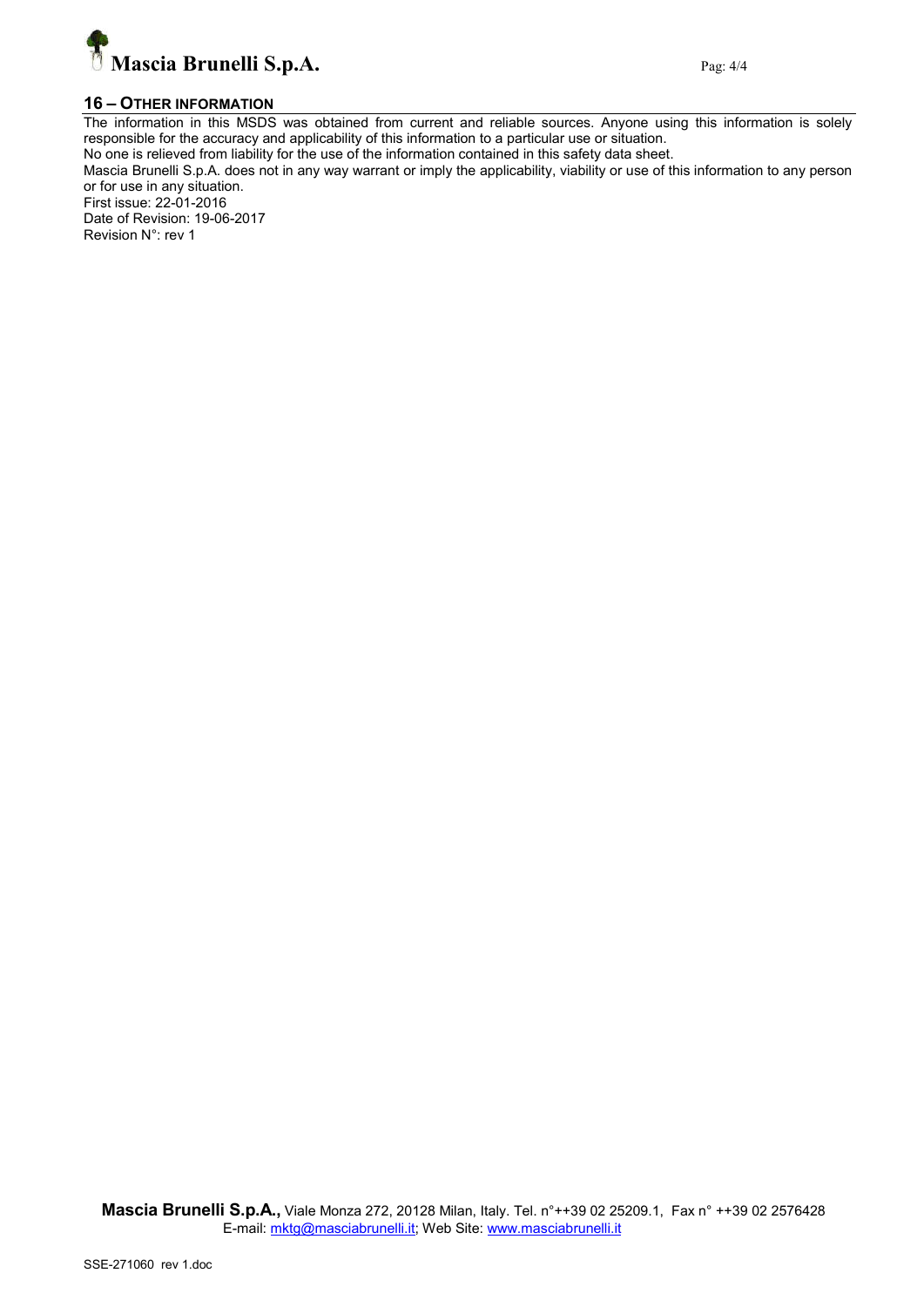## 16 – OTHER INFORMATION

The information in this MSDS was obtained from current and reliable sources. Anyone using this information is solely responsible for the accuracy and applicability of this information to a particular use or situation.
No one is relieved from liability for the use of the information contained in this safety data sheet.
Mascia Brunelli S.p.A. does not in any way warrant or imply the applicability, viability or use of this information to any person or for use in any situation.
First issue: 22-01-2016
Date of Revision: 19-06-2017
Revision N°: rev 1